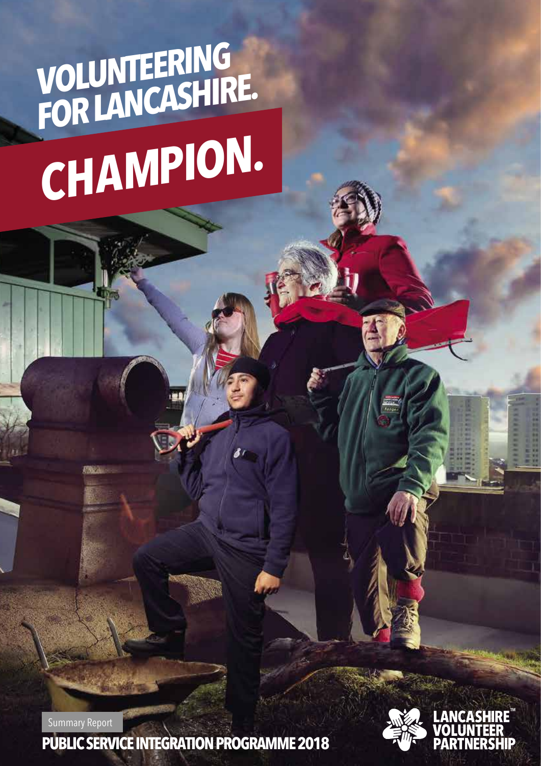# VOLUNTEERING FOR LANCASHIRE.

# CHAMPION.

Summary Report

**PUBLIC SERVICE INTEGRATION PROGRAMME 2018**

LANCASHIRE™ VOLUNTEER PARTNERSHIP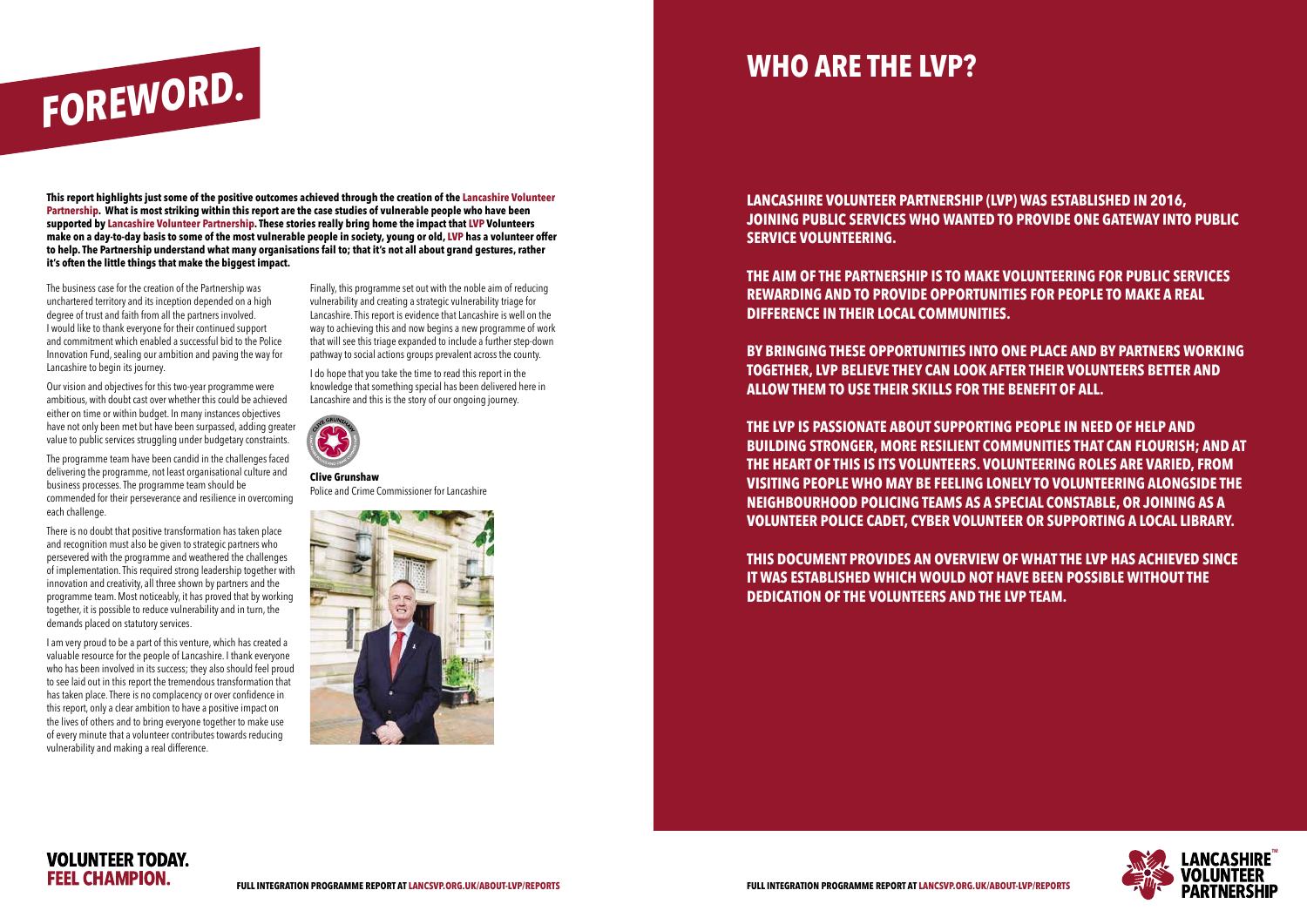# FOREWORD.

**This report highlights just some of the positive outcomes achieved through the creation of the Lancashire Volunteer Partnership. What is most striking within this report are the case studies of vulnerable people who have been supported by Lancashire Volunteer Partnership. These stories really bring home the impact that LVP Volunteers make on a day-to-day basis to some of the most vulnerable people in society, young or old, LVP has a volunteer offer to help. The Partnership understand what many organisations fail to; that it's not all about grand gestures, rather it's often the little things that make the biggest impact.**

The business case for the creation of the Partnership was unchartered territory and its inception depended on a high degree of trust and faith from all the partners involved. I would like to thank everyone for their continued support and commitment which enabled a successful bid to the Police Innovation Fund, sealing our ambition and paving the way for Lancashire to begin its journey.

Our vision and objectives for this two-year programme were ambitious, with doubt cast over whether this could be achieved either on time or within budget. In many instances objectives have not only been met but have been surpassed, adding greater value to public services struggling under budgetary constraints.

The programme team have been candid in the challenges faced delivering the programme, not least organisational culture and business processes. The programme team should be commended for their perseverance and resilience in overcoming each challenge.

There is no doubt that positive transformation has taken place and recognition must also be given to strategic partners who persevered with the programme and weathered the challenges of implementation. This required strong leadership together with innovation and creativity, all three shown by partners and the programme team. Most noticeably, it has proved that by working together, it is possible to reduce vulnerability and in turn, the demands placed on statutory services.

I am very proud to be a part of this venture, which has created a valuable resource for the people of Lancashire. I thank everyone who has been involved in its success; they also should feel proud to see laid out in this report the tremendous transformation that has taken place. There is no complacency or over confidence in this report, only a clear ambition to have a positive impact on the lives of others and to bring everyone together to make use of every minute that a volunteer contributes towards reducing vulnerability and making a real difference.

Finally, this programme set out with the noble aim of reducing vulnerability and creating a strategic vulnerability triage for Lancashire. This report is evidence that Lancashire is well on the way to achieving this and now begins a new programme of work that will see this triage expanded to include a further step-down pathway to social actions groups prevalent across the county.

I do hope that you take the time to read this report in the knowledge that something special has been delivered here in Lancashire and this is the story of our ongoing journey.

**Clive Grunshaw**
Police and Crime Commissioner for Lancashire

# WHO ARE THE LVP?

**LANCASHIRE VOLUNTEER PARTNERSHIP (LVP) WAS ESTABLISHED IN 2016, JOINING PUBLIC SERVICES WHO WANTED TO PROVIDE ONE GATEWAY INTO PUBLIC SERVICE VOLUNTEERING.**

**THE AIM OF THE PARTNERSHIP IS TO MAKE VOLUNTEERING FOR PUBLIC SERVICES REWARDING AND TO PROVIDE OPPORTUNITIES FOR PEOPLE TO MAKE A REAL DIFFERENCE IN THEIR LOCAL COMMUNITIES.**

**BY BRINGING THESE OPPORTUNITIES INTO ONE PLACE AND BY PARTNERS WORKING TOGETHER, LVP BELIEVE THEY CAN LOOK AFTER THEIR VOLUNTEERS BETTER AND ALLOW THEM TO USE THEIR SKILLS FOR THE BENEFIT OF ALL.**

**THE LVP IS PASSIONATE ABOUT SUPPORTING PEOPLE IN NEED OF HELP AND BUILDING STRONGER, MORE RESILIENT COMMUNITIES THAT CAN FLOURISH; AND AT THE HEART OF THIS IS ITS VOLUNTEERS. VOLUNTEERING ROLES ARE VARIED, FROM VISITING PEOPLE WHO MAY BE FEELING LONELY TO VOLUNTEERING ALONGSIDE THE NEIGHBOURHOOD POLICING TEAMS AS A SPECIAL CONSTABLE, OR JOINING AS A VOLUNTEER POLICE CADET, CYBER VOLUNTEER OR SUPPORTING A LOCAL LIBRARY.**

**THIS DOCUMENT PROVIDES AN OVERVIEW OF WHAT THE LVP HAS ACHIEVED SINCE IT WAS ESTABLISHED WHICH WOULD NOT HAVE BEEN POSSIBLE WITHOUT THE DEDICATION OF THE VOLUNTEERS AND THE LVP TEAM.**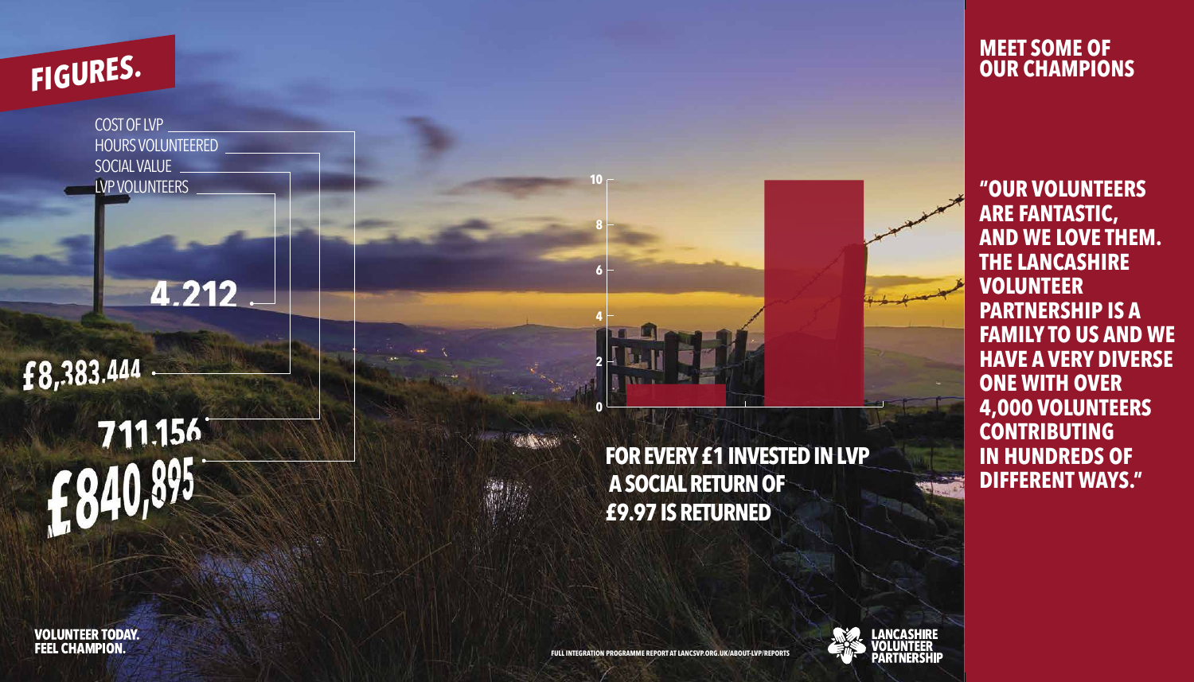# FIGURES.

COST OF LVP
HOURS VOLUNTEERED
SOCIAL VALUE
LVP VOLUNTEERS

4,212

£8,383,444

711,156

£840,895

**FOR EVERY £1 INVESTED IN LVP A SOCIAL RETURN OF £9.97 IS RETURNED**

## MEET SOME OF OUR CHAMPIONS

**"OUR VOLUNTEERS ARE FANTASTIC, AND WE LOVE THEM. THE LANCASHIRE VOLUNTEER PARTNERSHIP IS A FAMILY TO US AND WE HAVE A VERY DIVERSE ONE WITH OVER 4,000 VOLUNTEERS CONTRIBUTING IN HUNDREDS OF DIFFERENT WAYS."**

**VOLUNTEER TODAY. FEEL CHAMPION.**

FULL INTEGRATION PROGRAMME REPORT AT LANCSVP.ORG.UK/ABOUT-LVP/REPORTS

LANCASHIRE VOLUNTEER PARTNERSHIP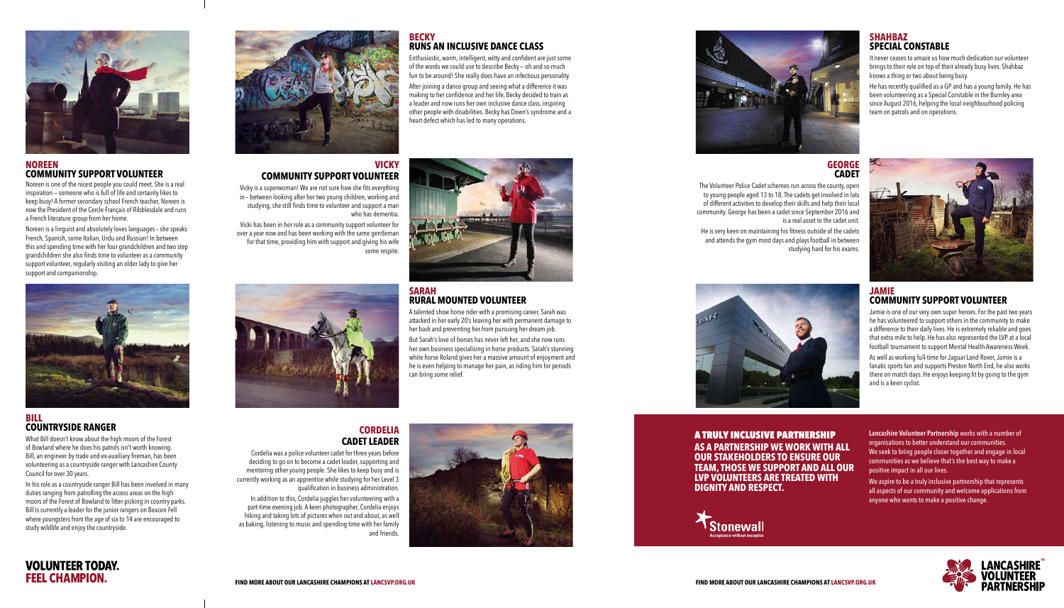## NOREEN
## COMMUNITY SUPPORT VOLUNTEER

Noreen is one of the nicest people you could meet. She is a real inspiration – someone who is full of life and certainly likes to keep busy! A former secondary school French teacher, Noreen is now the President of the Cercle Français of Ribblesdale and runs a French literature group from her home.

Noreen is a linguist and absolutely loves languages – she speaks French, Spanish, some Italian, Urdu and Russian! In between this and spending time with her four grandchildren and two step grandchildren she also finds time to volunteer as a community support volunteer, regularly visiting an older lady to give her support and companionship.

## BILL
## COUNTRYSIDE RANGER

What Bill doesn't know about the high moors of the Forest of Bowland where he does his patrols isn't worth knowing. Bill, an engineer by trade and ex-auxiliary fireman, has been volunteering as a countryside ranger with Lancashire County Council for over 30 years.

In his role as a countryside ranger Bill has been involved in many duties ranging from patrolling the access areas on the high moors of the Forest of Bowland to litter picking in country parks. Bill is currently a leader for the junior rangers on Beacon Fell where youngsters from the age of six to 14 are encouraged to study wildlife and enjoy the countryside.

## BECKY
## RUNS AN INCLUSIVE DANCE CLASS

Enthusiastic, warm, intelligent, witty and confident are just some of the words we could use to describe Becky – oh and so much fun to be around! She really does have an infectious personality.

After joining a dance group and seeing what a difference it was making to her confidence and her life, Becky decided to train as a leader and now runs her own inclusive dance class, inspiring other people with disabilities. Becky has Down's syndrome and a heart defect which has led to many operations.

## VICKY
## COMMUNITY SUPPORT VOLUNTEER

Vicky is a superwoman! We are not sure how she fits everything in – between looking after her two young children, working and studying, she still finds time to volunteer and support a man who has dementia.

Vicki has been in her role as a community support volunteer for over a year now and has been working with the same gentleman for that time, providing him with support and giving his wife some respite.

## SARAH
## RURAL MOUNTED VOLUNTEER

A talented show horse rider with a promising career, Sarah was attacked in her early 20's leaving her with permanent damage to her back and preventing her from pursuing her dream job.

But Sarah's love of horses has never left her, and she now runs her own business specialising in horse products. Sarah's stunning white horse Roland gives her a massive amount of enjoyment and he is even helping to manage her pain, as riding him for periods can bring some relief.

## CORDELIA
## CADET LEADER

Cordelia was a police volunteer cadet for three years before deciding to go on to become a cadet leader, supporting and mentoring other young people. She likes to keep busy and is currently working as an apprentice while studying for her Level 3 qualification in business administration.

In addition to this, Cordelia juggles her volunteering with a part-time evening job. A keen photographer, Cordelia enjoys hiking and taking lots of pictures when out and about, as well as baking, listening to music and spending time with her family and friends.

**VOLUNTEER TODAY.**
**FEEL CHAMPION.**

**FIND MORE ABOUT OUR LANCASHIRE CHAMPIONS AT LANCSVP.ORG.UK**

## SHAHBAZ
## SPECIAL CONSTABLE

It never ceases to amaze us how much dedication our volunteer brings to their role on top of their already busy lives. Shahbaz knows a thing or two about being busy.

He has recently qualified as a GP and has a young family. He has been volunteering as a Special Constable in the Burnley area since August 2016, helping the local neighbourhood policing team on patrols and on operations.

## GEORGE
## CADET

The Volunteer Police Cadet schemes run across the county, open to young people aged 13 to 18. The cadets get involved in lots of different activities to develop their skills and help their local community. George has been a cadet since September 2016 and is a real asset to the cadet unit.

He is very keen on maintaining his fitness outside of the cadets and attends the gym most days and plays football in between studying hard for his exams.

## JAMIE
## COMMUNITY SUPPORT VOLUNTEER

Jamie is one of our very own super heroes. For the past two years he has volunteered to support others in the community to make a difference to their daily lives. He is extremely reliable and goes that extra mile to help. He has also represented the LVP at a local football tournament to support Mental Health Awareness Week.

As well as working full-time for Jaguar Land Rover, Jamie is a fanatic sports fan and supports Preston North End, he also works there on match days. He enjoys keeping fit by going to the gym and is a keen cyclist.

## A TRULY INCLUSIVE PARTNERSHIP

**AS A PARTNERSHIP WE WORK WITH ALL OUR STAKEHOLDERS TO ENSURE OUR TEAM, THOSE WE SUPPORT AND ALL OUR LVP VOLUNTEERS ARE TREATED WITH DIGNITY AND RESPECT.**

Stonewall
Acceptance without exception

**Lancashire Volunteer Partnership** works with a number of organisations to better understand our communities. We seek to bring people closer together and engage in local communities as we believe that's the best way to make a positive impact in all our lives.

We aspire to be a truly inclusive partnership that represents all aspects of our community and welcome applications from anyone who wants to make a positive change.

**FIND MORE ABOUT OUR LANCASHIRE CHAMPIONS AT LANCSVP.ORG.UK**

LANCASHIRE VOLUNTEER PARTNERSHIP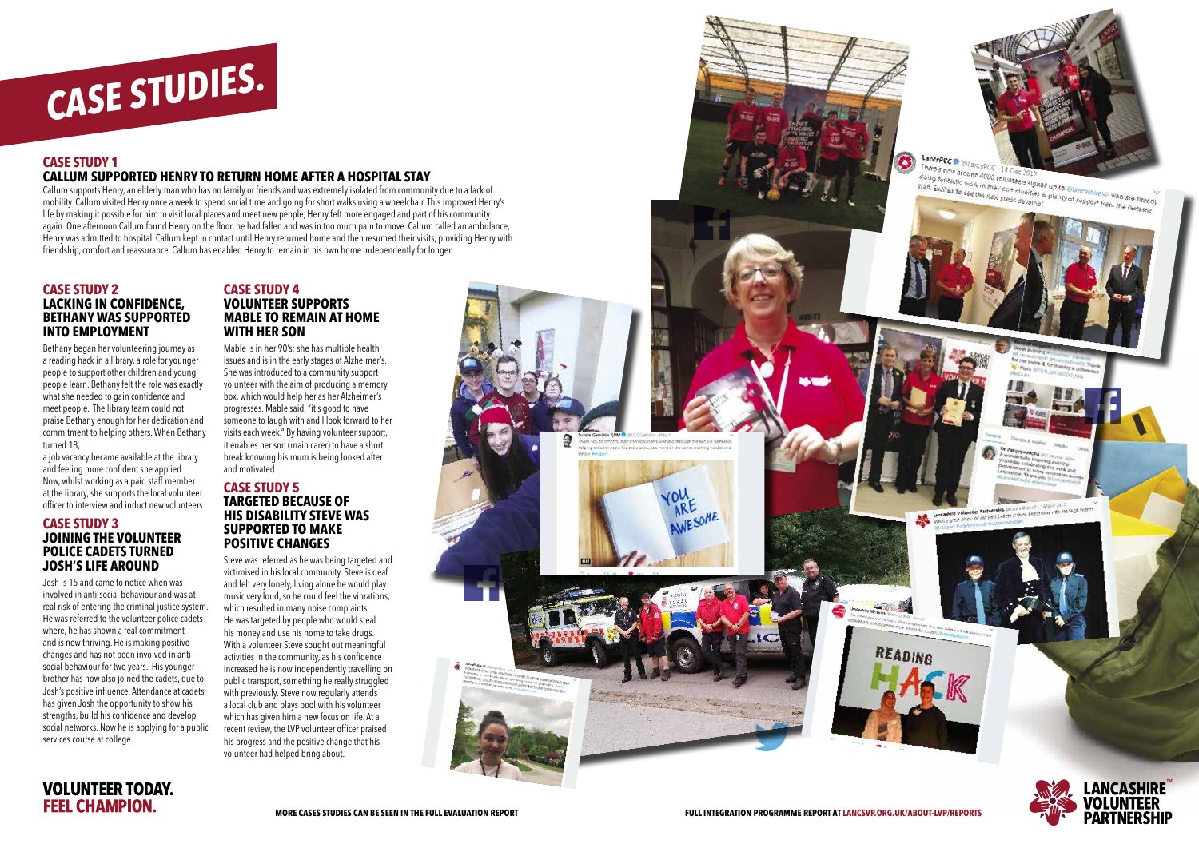# CASE STUDIES.

## CASE STUDY 1
### CALLUM SUPPORTED HENRY TO RETURN HOME AFTER A HOSPITAL STAY

Callum supports Henry, an elderly man who has no family or friends and was extremely isolated from community due to a lack of mobility. Callum visited Henry once a week to spend social time and going for short walks using a wheelchair. This improved Henry's life by making it possible for him to visit local places and meet new people, Henry felt more engaged and part of his community again. One afternoon Callum found Henry on the floor, he had fallen and was in too much pain to move. Callum called an ambulance, Henry was admitted to hospital. Callum kept in contact until Henry returned home and then resumed their visits, providing Henry with friendship, comfort and reassurance. Callum has enabled Henry to remain in his own home independently for longer.

## CASE STUDY 2
### LACKING IN CONFIDENCE, BETHANY WAS SUPPORTED INTO EMPLOYMENT

Bethany began her volunteering journey as a reading hack in a library, a role for younger people to support other children and young people learn. Bethany felt the role was exactly what she needed to gain confidence and meet people. The library team could not praise Bethany enough for her dedication and commitment to helping others. When Bethany turned 18,

a job vacancy became available at the library and feeling more confident she applied. Now, whilst working as a paid staff member at the library, she supports the local volunteer officer to interview and induct new volunteers.

## CASE STUDY 3
### JOINING THE VOLUNTEER POLICE CADETS TURNED JOSH'S LIFE AROUND

Josh is 15 and came to notice when was involved in anti-social behaviour and was at real risk of entering the criminal justice system. He was referred to the volunteer police cadets where, he has shown a real commitment and is now thriving. He is making positive changes and has not been involved in anti-social behaviour for two years. His younger brother has now also joined the cadets, due to Josh's positive influence. Attendance at cadets has given Josh the opportunity to show his strengths, build his confidence and develop social networks. Now he is applying for a public services course at college.

## CASE STUDY 4
### VOLUNTEER SUPPORTS MABLE TO REMAIN AT HOME WITH HER SON

Mable is in her 90's; she has multiple health issues and is in the early stages of Alzheimer's. She was introduced to a community support volunteer with the aim of producing a memory box, which would help her as her Alzheimer's progresses. Mable said, "it's good to have someone to laugh with and I look forward to her visits each week." By having volunteer support, it enables her son (main carer) to have a short break knowing his mum is being looked after and motivated.

## CASE STUDY 5
### TARGETED BECAUSE OF HIS DISABILITY STEVE WAS SUPPORTED TO MAKE POSITIVE CHANGES

Steve was referred as he was being targeted and victimised in his local community. Steve is deaf and felt very lonely, living alone he would play music very loud, so he could feel the vibrations, which resulted in many noise complaints. He was targeted by people who would steal his money and use his home to take drugs. With a volunteer Steve sought out meaningful activities in the community, as his confidence increased he is now independently travelling on public transport, something he really struggled with previously. Steve now regularly attends a local club and plays pool with his volunteer which has given him a new focus on life. At a recent review, the LVP volunteer officer praised his progress and the positive change that his volunteer had helped bring about.

**VOLUNTEER TODAY. FEEL CHAMPION.**

MORE CASES STUDIES CAN BE SEEN IN THE FULL EVALUATION REPORT

FULL INTEGRATION PROGRAMME REPORT AT LANCSVP.ORG.UK/ABOUT-LVP/REPORTS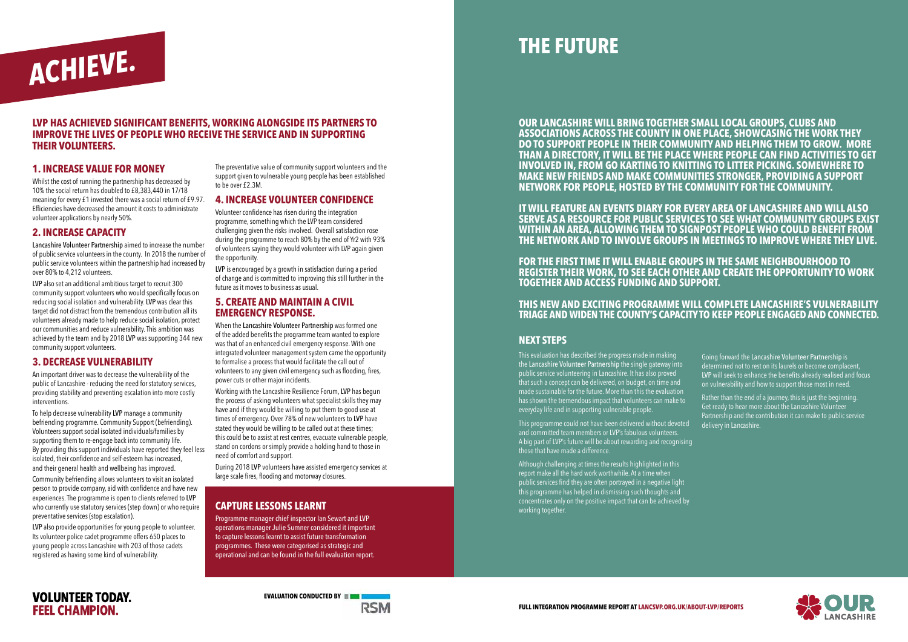# ACHIEVE.

**LVP HAS ACHIEVED SIGNIFICANT BENEFITS, WORKING ALONGSIDE ITS PARTNERS TO IMPROVE THE LIVES OF PEOPLE WHO RECEIVE THE SERVICE AND IN SUPPORTING THEIR VOLUNTEERS.**

## 1. INCREASE VALUE FOR MONEY

Whilst the cost of running the partnership has decreased by 10% the social return has doubled to £8,383,440 in 17/18 meaning for every £1 invested there was a social return of £9.97. Efficiencies have decreased the amount it costs to administrate volunteer applications by nearly 50%.

## 2. INCREASE CAPACITY

Lancashire Volunteer Partnership aimed to increase the number of public service volunteers in the county. In 2018 the number of public service volunteers within the partnership had increased by over 80% to 4,212 volunteers.

LVP also set an additional ambitious target to recruit 300 community support volunteers who would specifically focus on reducing social isolation and vulnerability. LVP was clear this target did not distract from the tremendous contribution all its volunteers already made to help reduce social isolation, protect our communities and reduce vulnerability. This ambition was achieved by the team and by 2018 LVP was supporting 344 new community support volunteers.

## 3. DECREASE VULNERABILITY

An important driver was to decrease the vulnerability of the public of Lancashire - reducing the need for statutory services, providing stability and preventing escalation into more costly interventions.

To help decrease vulnerability LVP manage a community befriending programme. Community Support (befriending). Volunteers support social isolated individuals/families by supporting them to re-engage back into community life. By providing this support individuals have reported they feel less isolated, their confidence and self-esteem has increased, and their general health and wellbeing has improved.

Community befriending allows volunteers to visit an isolated person to provide company, aid with confidence and have new experiences. The programme is open to clients referred to LVP who currently use statutory services (step down) or who require preventative services (stop escalation).

LVP also provide opportunities for young people to volunteer. Its volunteer police cadet programme offers 650 places to young people across Lancashire with 203 of those cadets registered as having some kind of vulnerability.

The preventative value of community support volunteers and the support given to vulnerable young people has been established to be over £2.3M.

## 4. INCREASE VOLUNTEER CONFIDENCE

Volunteer confidence has risen during the integration programme, something which the LVP team considered challenging given the risks involved. Overall satisfaction rose during the programme to reach 80% by the end of Yr2 with 93% of volunteers saying they would volunteer with LVP again given the opportunity.

LVP is encouraged by a growth in satisfaction during a period of change and is committed to improving this still further in the future as it moves to business as usual.

## 5. CREATE AND MAINTAIN A CIVIL EMERGENCY RESPONSE.

When the Lancashire Volunteer Partnership was formed one of the added benefits the programme team wanted to explore was that of an enhanced civil emergency response. With one integrated volunteer management system came the opportunity to formalise a process that would facilitate the call out of volunteers to any given civil emergency such as flooding, fires, power cuts or other major incidents.

Working with the Lancashire Resilience Forum, LVP has begun the process of asking volunteers what specialist skills they may have and if they would be willing to put them to good use at times of emergency. Over 78% of new volunteers to LVP have stated they would be willing to be called out at these times; this could be to assist at rest centres, evacuate vulnerable people, stand on cordons or simply provide a holding hand to those in need of comfort and support.

During 2018 LVP volunteers have assisted emergency services at large scale fires, flooding and motorway closures.

## CAPTURE LESSONS LEARNT

Programme manager chief inspector Ian Sewart and LVP operations manager Julie Sumner considered it important to capture lessons learnt to assist future transformation programmes. These were categorised as strategic and operational and can be found in the full evaluation report.

**VOLUNTEER TODAY. FEEL CHAMPION.**

**EVALUATION CONDUCTED BY** RSM

# THE FUTURE

**OUR LANCASHIRE WILL BRING TOGETHER SMALL LOCAL GROUPS, CLUBS AND ASSOCIATIONS ACROSS THE COUNTY IN ONE PLACE, SHOWCASING THE WORK THEY DO TO SUPPORT PEOPLE IN THEIR COMMUNITY AND HELPING THEM TO GROW. MORE THAN A DIRECTORY, IT WILL BE THE PLACE WHERE PEOPLE CAN FIND ACTIVITIES TO GET INVOLVED IN, FROM GO KARTING TO KNITTING TO LITTER PICKING. SOMEWHERE TO MAKE NEW FRIENDS AND MAKE COMMUNITIES STRONGER, PROVIDING A SUPPORT NETWORK FOR PEOPLE, HOSTED BY THE COMMUNITY FOR THE COMMUNITY.**

**IT WILL FEATURE AN EVENTS DIARY FOR EVERY AREA OF LANCASHIRE AND WILL ALSO SERVE AS A RESOURCE FOR PUBLIC SERVICES TO SEE WHAT COMMUNITY GROUPS EXIST WITHIN AN AREA, ALLOWING THEM TO SIGNPOST PEOPLE WHO COULD BENEFIT FROM THE NETWORK AND TO INVOLVE GROUPS IN MEETINGS TO IMPROVE WHERE THEY LIVE.**

**FOR THE FIRST TIME IT WILL ENABLE GROUPS IN THE SAME NEIGHBOURHOOD TO REGISTER THEIR WORK, TO SEE EACH OTHER AND CREATE THE OPPORTUNITY TO WORK TOGETHER AND ACCESS FUNDING AND SUPPORT.**

**THIS NEW AND EXCITING PROGRAMME WILL COMPLETE LANCASHIRE'S VULNERABILITY TRIAGE AND WIDEN THE COUNTY'S CAPACITY TO KEEP PEOPLE ENGAGED AND CONNECTED.**

## NEXT STEPS

This evaluation has described the progress made in making the Lancashire Volunteer Partnership the single gateway into public service volunteering in Lancashire. It has also proved that such a concept can be delivered, on budget, on time and made sustainable for the future. More than this the evaluation has shown the tremendous impact that volunteers can make to everyday life and in supporting vulnerable people.

This programme could not have been delivered without devoted and committed team members or LVP's fabulous volunteers. A big part of LVP's future will be about rewarding and recognising those that have made a difference.

Although challenging at times the results highlighted in this report make all the hard work worthwhile. At a time when public services find they are often portrayed in a negative light this programme has helped in dismissing such thoughts and concentrates only on the positive impact that can be achieved by working together.

Going forward the Lancashire Volunteer Partnership is determined not to rest on its laurels or become complacent, LVP will seek to enhance the benefits already realised and focus on vulnerability and how to support those most in need.

Rather than the end of a journey, this is just the beginning. Get ready to hear more about the Lancashire Volunteer Partnership and the contribution it can make to public service delivery in Lancashire.

**FULL INTEGRATION PROGRAMME REPORT AT LANCSVP.ORG.UK/ABOUT-LVP/REPORTS**

OUR LANCASHIRE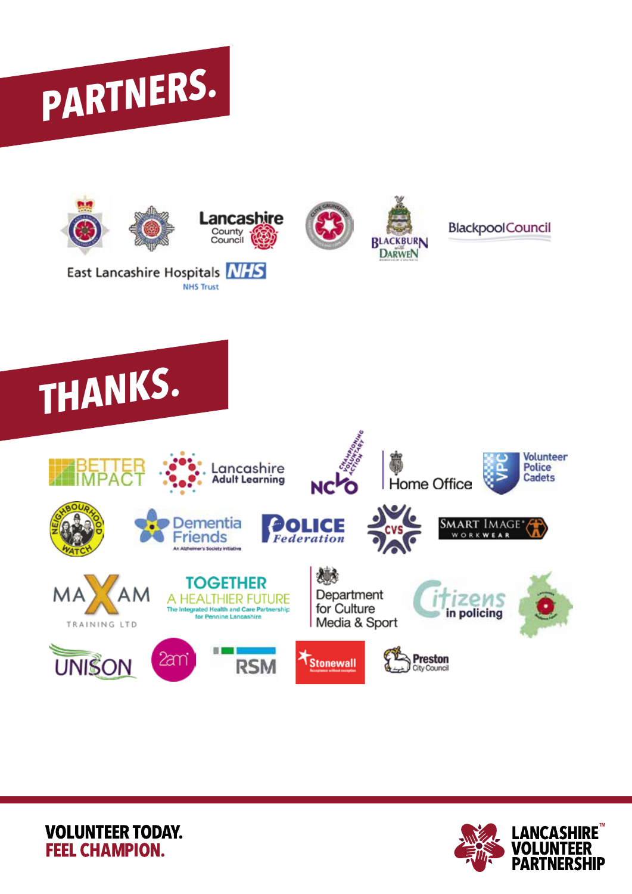# PARTNERS.

Lancashire County Council

Blackburn with Darwen

Blackpool Council

East Lancashire Hospitals NHS Trust

# THANKS.

BETTER IMPACT

Lancashire Adult Learning

NCVO Championing Voluntary Action

Home Office

VPC Volunteer Police Cadets

Neighbourhood Watch

Dementia Friends An Alzheimer's Society initiative

Police Federation

CVS

Smart Image Workwear

MAXAM Training Ltd

Together A Healthier Future The Integrated Health and Care Partnership for Pennine Lancashire

Department for Culture Media & Sport

Citizens in policing

UNISON

2am

RSM

Stonewall Acceptance without exception

Preston City Council

VOLUNTEER TODAY.
FEEL CHAMPION.

LANCASHIRE™ VOLUNTEER PARTNERSHIP